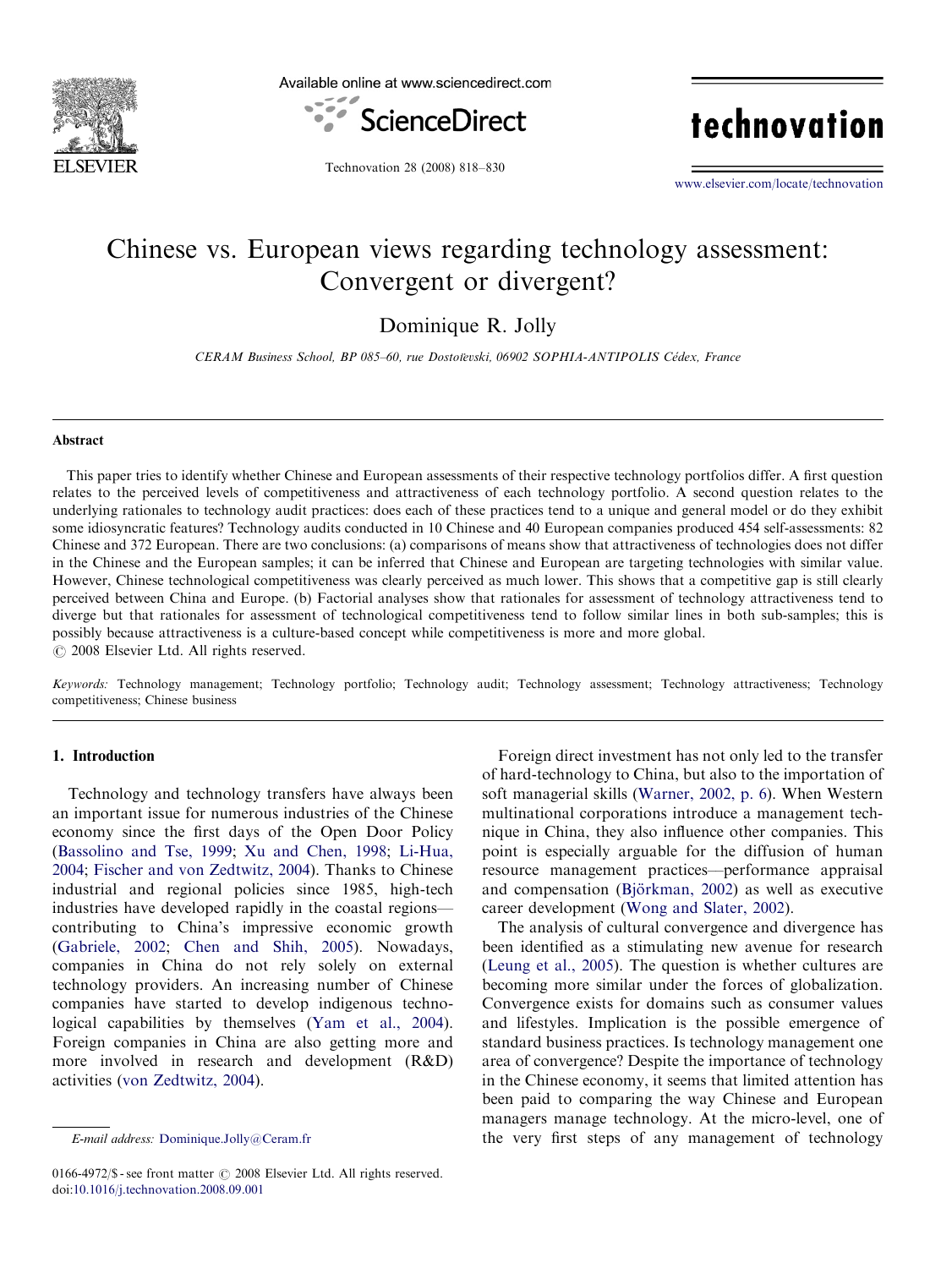# Chinese vs. European views regarding technology assessment: Convergent or divergent?

Dominique R. Jolly

*CERAM Business School, BP 085–60, rue Dostoïevski, 06902 SOPHIA-ANTIPOLIS Cédex, France*

## Abstract

This paper tries to identify whether Chinese and European assessments of their respective technology portfolios differ. A first question relates to the perceived levels of competitiveness and attractiveness of each technology portfolio. A second question relates to the underlying rationales to technology audit practices: does each of these practices tend to a unique and general model or do they exhibit some idiosyncratic features? Technology audits conducted in 10 Chinese and 40 European companies produced 454 self-assessments: 82 Chinese and 372 European. There are two conclusions: (a) comparisons of means show that attractiveness of technologies does not differ in the Chinese and the European samples; it can be inferred that Chinese and European are targeting technologies with similar value. However, Chinese technological competitiveness was clearly perceived as much lower. This shows that a competitive gap is still clearly perceived between China and Europe. (b) Factorial analyses show that rationales for assessment of technology attractiveness tend to diverge but that rationales for assessment of technological competitiveness tend to follow similar lines in both sub-samples; this is possibly because attractiveness is a culture-based concept while competitiveness is more and more global.

© 2008 Elsevier Ltd. All rights reserved.

*Keywords:* Technology management; Technology portfolio; Technology audit; Technology assessment; Technology attractiveness; Technology competitiveness; Chinese business

## 1. Introduction

Technology and technology transfers have always been an important issue for numerous industries of the Chinese economy since the first days of the Open Door Policy (Bassolino and Tse, 1999; Xu and Chen, 1998; Li-Hua, 2004; Fischer and von Zedtwitz, 2004). Thanks to Chinese industrial and regional policies since 1985, high-tech industries have developed rapidly in the coastal regions—contributing to China's impressive economic growth (Gabriele, 2002; Chen and Shih, 2005). Nowadays, companies in China do not rely solely on external technology providers. An increasing number of Chinese companies have started to develop indigenous technological capabilities by themselves (Yam et al., 2004). Foreign companies in China are also getting more and more involved in research and development (R&D) activities (von Zedtwitz, 2004).

Foreign direct investment has not only led to the transfer of hard-technology to China, but also to the importation of soft managerial skills (Warner, 2002, p. 6). When Western multinational corporations introduce a management technique in China, they also influence other companies. This point is especially arguable for the diffusion of human resource management practices—performance appraisal and compensation (Björkman, 2002) as well as executive career development (Wong and Slater, 2002).

The analysis of cultural convergence and divergence has been identified as a stimulating new avenue for research (Leung et al., 2005). The question is whether cultures are becoming more similar under the forces of globalization. Convergence exists for domains such as consumer values and lifestyles. Implication is the possible emergence of standard business practices. Is technology management one area of convergence? Despite the importance of technology in the Chinese economy, it seems that limited attention has been paid to comparing the way Chinese and European managers manage technology. At the micro-level, one of the very first steps of any management of technology

*E-mail address:* Dominique.Jolly@Ceram.fr

0166-4972/$ - see front matter © 2008 Elsevier Ltd. All rights reserved.
doi:10.1016/j.technovation.2008.09.001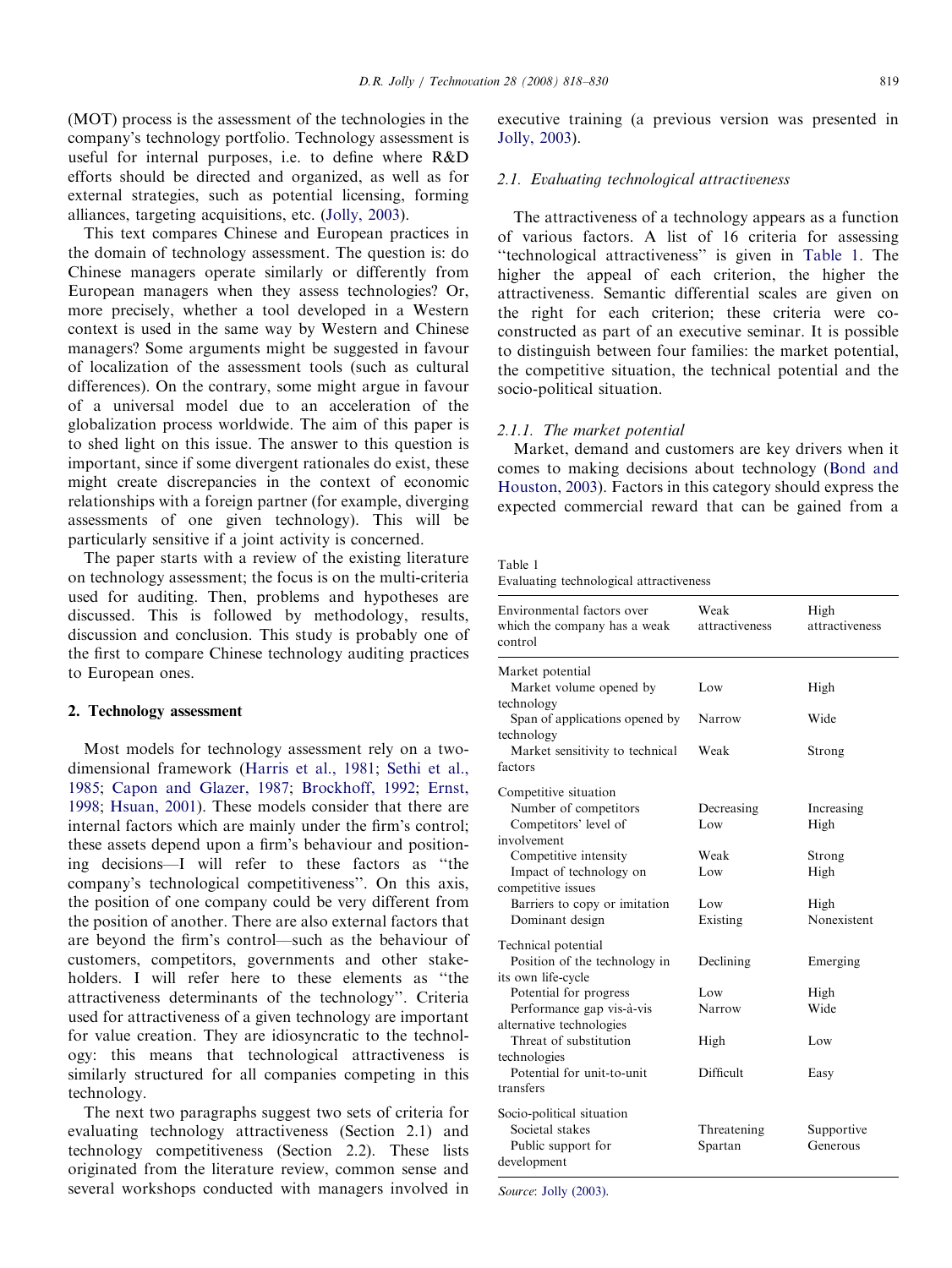(MOT) process is the assessment of the technologies in the company's technology portfolio. Technology assessment is useful for internal purposes, i.e. to define where R&D efforts should be directed and organized, as well as for external strategies, such as potential licensing, forming alliances, targeting acquisitions, etc. (Jolly, 2003).

This text compares Chinese and European practices in the domain of technology assessment. The question is: do Chinese managers operate similarly or differently from European managers when they assess technologies? Or, more precisely, whether a tool developed in a Western context is used in the same way by Western and Chinese managers? Some arguments might be suggested in favour of localization of the assessment tools (such as cultural differences). On the contrary, some might argue in favour of a universal model due to an acceleration of the globalization process worldwide. The aim of this paper is to shed light on this issue. The answer to this question is important, since if some divergent rationales do exist, these might create discrepancies in the context of economic relationships with a foreign partner (for example, diverging assessments of one given technology). This will be particularly sensitive if a joint activity is concerned.

The paper starts with a review of the existing literature on technology assessment; the focus is on the multi-criteria used for auditing. Then, problems and hypotheses are discussed. This is followed by methodology, results, discussion and conclusion. This study is probably one of the first to compare Chinese technology auditing practices to European ones.

## 2. Technology assessment

Most models for technology assessment rely on a two-dimensional framework (Harris et al., 1981; Sethi et al., 1985; Capon and Glazer, 1987; Brockhoff, 1992; Ernst, 1998; Hsuan, 2001). These models consider that there are internal factors which are mainly under the firm's control; these assets depend upon a firm's behaviour and positioning decisions—I will refer to these factors as ''the company's technological competitiveness''. On this axis, the position of one company could be very different from the position of another. There are also external factors that are beyond the firm's control—such as the behaviour of customers, competitors, governments and other stakeholders. I will refer here to these elements as ''the attractiveness determinants of the technology''. Criteria used for attractiveness of a given technology are important for value creation. They are idiosyncratic to the technology: this means that technological attractiveness is similarly structured for all companies competing in this technology.

The next two paragraphs suggest two sets of criteria for evaluating technology attractiveness (Section 2.1) and technology competitiveness (Section 2.2). These lists originated from the literature review, common sense and several workshops conducted with managers involved in executive training (a previous version was presented in Jolly, 2003).

### 2.1. Evaluating technological attractiveness

The attractiveness of a technology appears as a function of various factors. A list of 16 criteria for assessing ''technological attractiveness'' is given in Table 1. The higher the appeal of each criterion, the higher the attractiveness. Semantic differential scales are given on the right for each criterion; these criteria were co-constructed as part of an executive seminar. It is possible to distinguish between four families: the market potential, the competitive situation, the technical potential and the socio-political situation.

#### 2.1.1. The market potential

Market, demand and customers are key drivers when it comes to making decisions about technology (Bond and Houston, 2003). Factors in this category should express the expected commercial reward that can be gained from a

Table 1
Evaluating technological attractiveness

| Environmental factors over which the company has a weak control | Weak attractiveness | High attractiveness |
|---|---|---|
| **Market potential** | | |
| Market volume opened by technology | Low | High |
| Span of applications opened by technology | Narrow | Wide |
| Market sensitivity to technical factors | Weak | Strong |
| **Competitive situation** | | |
| Number of competitors | Decreasing | Increasing |
| Competitors' level of involvement | Low | High |
| Competitive intensity | Weak | Strong |
| Impact of technology on competitive issues | Low | High |
| Barriers to copy or imitation | Low | High |
| Dominant design | Existing | Nonexistent |
| **Technical potential** | | |
| Position of the technology in its own life-cycle | Declining | Emerging |
| Potential for progress | Low | High |
| Performance gap vis-à-vis alternative technologies | Narrow | Wide |
| Threat of substitution technologies | High | Low |
| Potential for unit-to-unit transfers | Difficult | Easy |
| **Socio-political situation** | | |
| Societal stakes | Threatening | Supportive |
| Public support for development | Spartan | Generous |

*Source*: Jolly (2003).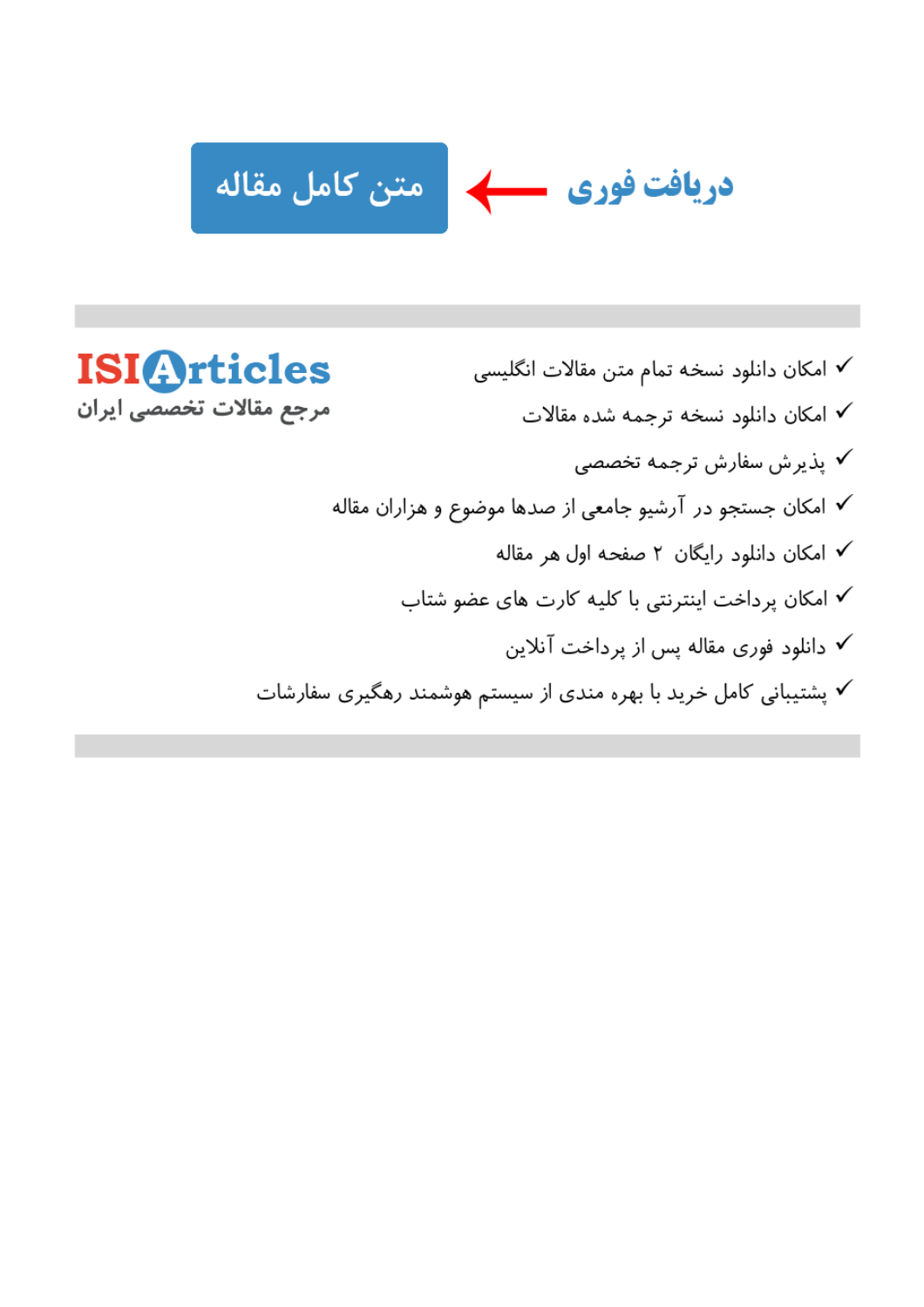دریافت فوری ← **متن کامل مقاله**

**ISIArticles**
مرجع مقالات تخصصی ایران

- ✓ امکان دانلود نسخه تمام متن مقالات انگلیسی
- ✓ امکان دانلود نسخه ترجمه شده مقالات
- ✓ پذیرش سفارش ترجمه تخصصی
- ✓ امکان جستجو در آرشیو جامعی از صدها موضوع و هزاران مقاله
- ✓ امکان دانلود رایگان ۲ صفحه اول هر مقاله
- ✓ امکان پرداخت اینترنتی با کلیه کارت های عضو شتاب
- ✓ دانلود فوری مقاله پس از پرداخت آنلاین
- ✓ پشتیبانی کامل خرید با بهره مندی از سیستم هوشمند رهگیری سفارشات